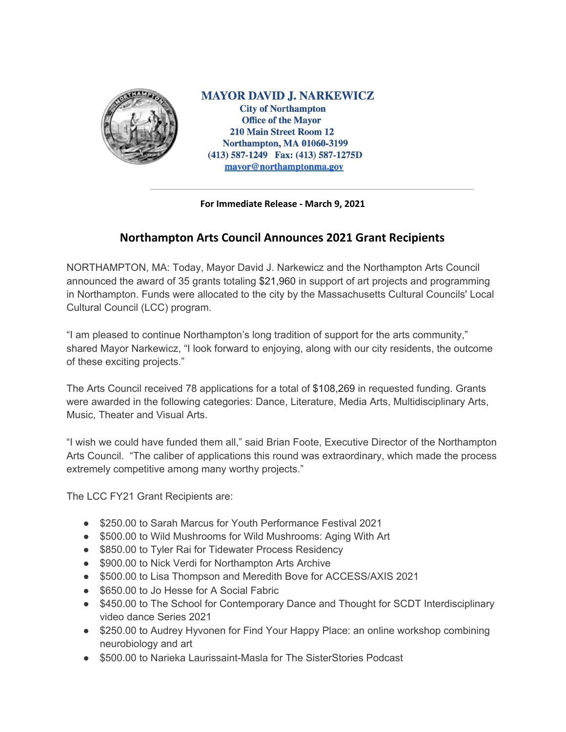**MAYOR DAVID J. NARKEWICZ**
**City of Northampton**
**Office of the Mayor**
**210 Main Street Room 12**
**Northampton, MA 01060-3199**
**(413) 587-1249 Fax: (413) 587-1275D**
**mayor@northamptonma.gov**

---

**For Immediate Release - March 9, 2021**

## Northampton Arts Council Announces 2021 Grant Recipients

NORTHAMPTON, MA: Today, Mayor David J. Narkewicz and the Northampton Arts Council announced the award of 35 grants totaling $21,960 in support of art projects and programming in Northampton. Funds were allocated to the city by the Massachusetts Cultural Councils' Local Cultural Council (LCC) program.

"I am pleased to continue Northampton's long tradition of support for the arts community," shared Mayor Narkewicz, "I look forward to enjoying, along with our city residents, the outcome of these exciting projects."

The Arts Council received 78 applications for a total of $108,269 in requested funding. Grants were awarded in the following categories: Dance, Literature, Media Arts, Multidisciplinary Arts, Music, Theater and Visual Arts.

"I wish we could have funded them all," said Brian Foote, Executive Director of the Northampton Arts Council. "The caliber of applications this round was extraordinary, which made the process extremely competitive among many worthy projects."

The LCC FY21 Grant Recipients are:

- $250.00 to Sarah Marcus for Youth Performance Festival 2021
- $500.00 to Wild Mushrooms for Wild Mushrooms: Aging With Art
- $850.00 to Tyler Rai for Tidewater Process Residency
- $900.00 to Nick Verdi for Northampton Arts Archive
- $500.00 to Lisa Thompson and Meredith Bove for ACCESS/AXIS 2021
- $650.00 to Jo Hesse for A Social Fabric
- $450.00 to The School for Contemporary Dance and Thought for SCDT Interdisciplinary video dance Series 2021
- $250.00 to Audrey Hyvonen for Find Your Happy Place: an online workshop combining neurobiology and art
- $500.00 to Narieka Laurissaint-Masla for The SisterStories Podcast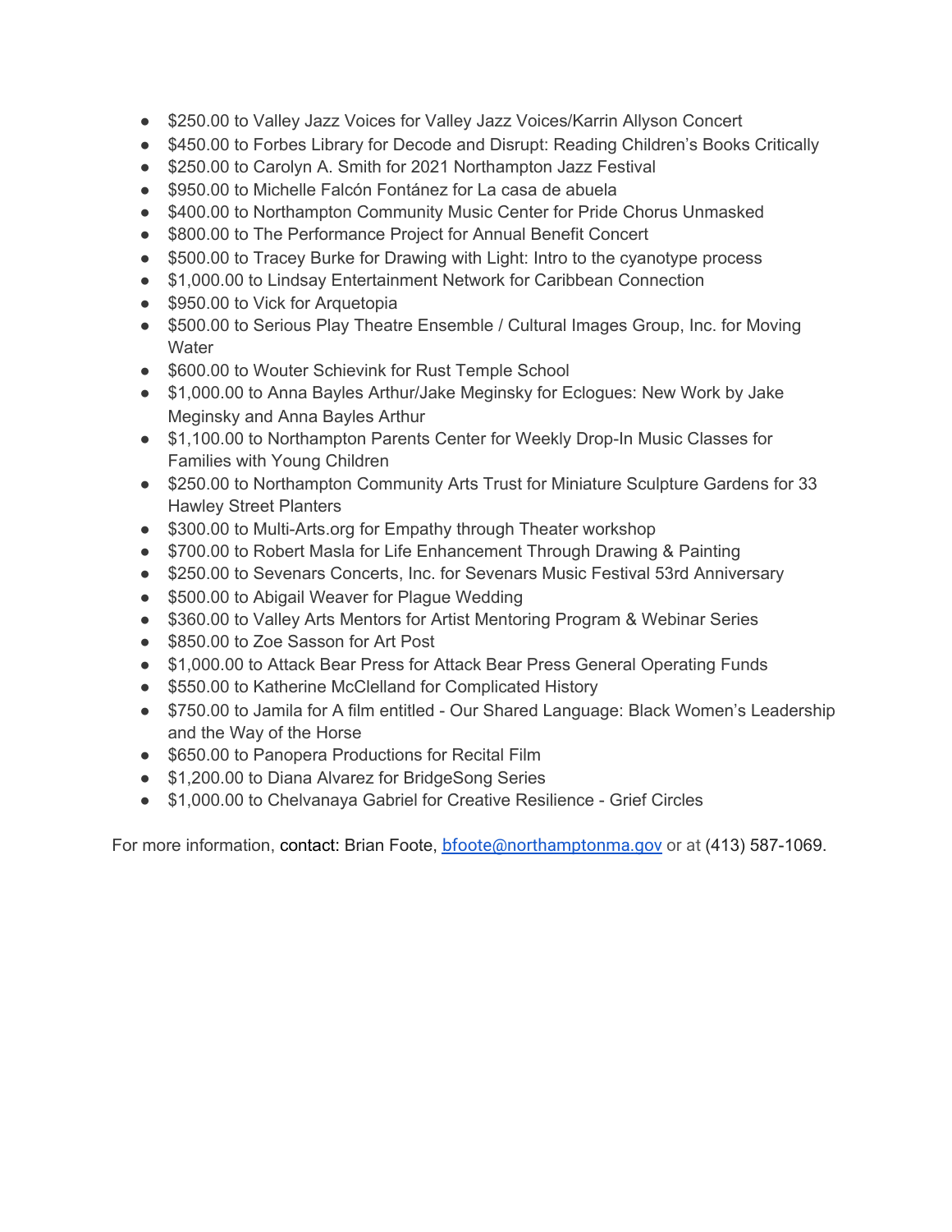- $250.00 to Valley Jazz Voices for Valley Jazz Voices/Karrin Allyson Concert
- $450.00 to Forbes Library for Decode and Disrupt: Reading Children's Books Critically
- $250.00 to Carolyn A. Smith for 2021 Northampton Jazz Festival
- $950.00 to Michelle Falcón Fontánez for La casa de abuela
- $400.00 to Northampton Community Music Center for Pride Chorus Unmasked
- $800.00 to The Performance Project for Annual Benefit Concert
- $500.00 to Tracey Burke for Drawing with Light: Intro to the cyanotype process
- $1,000.00 to Lindsay Entertainment Network for Caribbean Connection
- $950.00 to Vick for Arquetopia
- $500.00 to Serious Play Theatre Ensemble / Cultural Images Group, Inc. for Moving Water
- $600.00 to Wouter Schievink for Rust Temple School
- $1,000.00 to Anna Bayles Arthur/Jake Meginsky for Eclogues: New Work by Jake Meginsky and Anna Bayles Arthur
- $1,100.00 to Northampton Parents Center for Weekly Drop-In Music Classes for Families with Young Children
- $250.00 to Northampton Community Arts Trust for Miniature Sculpture Gardens for 33 Hawley Street Planters
- $300.00 to Multi-Arts.org for Empathy through Theater workshop
- $700.00 to Robert Masla for Life Enhancement Through Drawing & Painting
- $250.00 to Sevenars Concerts, Inc. for Sevenars Music Festival 53rd Anniversary
- $500.00 to Abigail Weaver for Plague Wedding
- $360.00 to Valley Arts Mentors for Artist Mentoring Program & Webinar Series
- $850.00 to Zoe Sasson for Art Post
- $1,000.00 to Attack Bear Press for Attack Bear Press General Operating Funds
- $550.00 to Katherine McClelland for Complicated History
- $750.00 to Jamila for A film entitled - Our Shared Language: Black Women's Leadership and the Way of the Horse
- $650.00 to Panopera Productions for Recital Film
- $1,200.00 to Diana Alvarez for BridgeSong Series
- $1,000.00 to Chelvanaya Gabriel for Creative Resilience - Grief Circles

For more information, contact: Brian Foote, bfoote@northamptonma.gov or at (413) 587-1069.